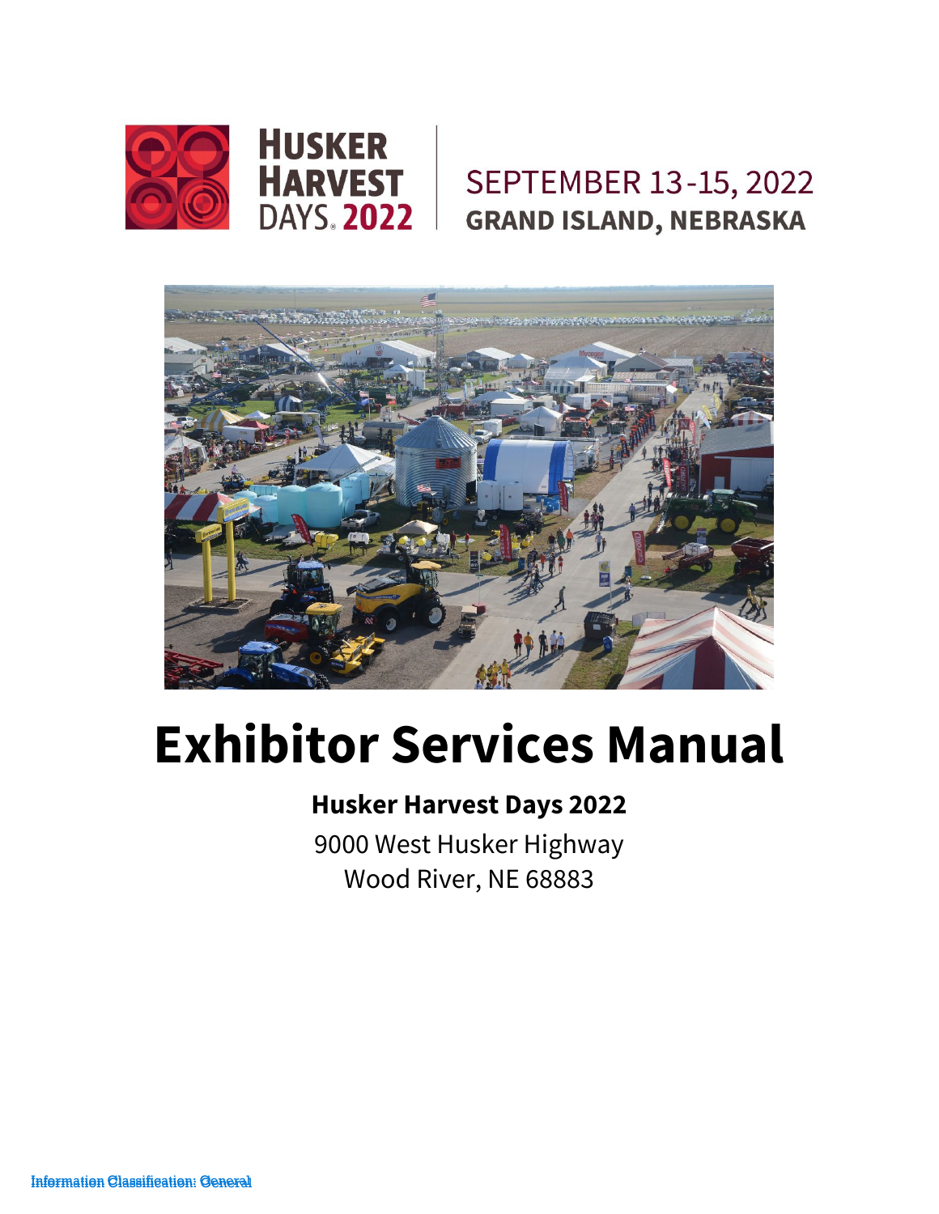HUSKER HARVEST DAYS® 2022

SEPTEMBER 13-15, 2022
GRAND ISLAND, NEBRASKA

# Exhibitor Services Manual

**Husker Harvest Days 2022**

9000 West Husker Highway
Wood River, NE 68883

Information Classification: General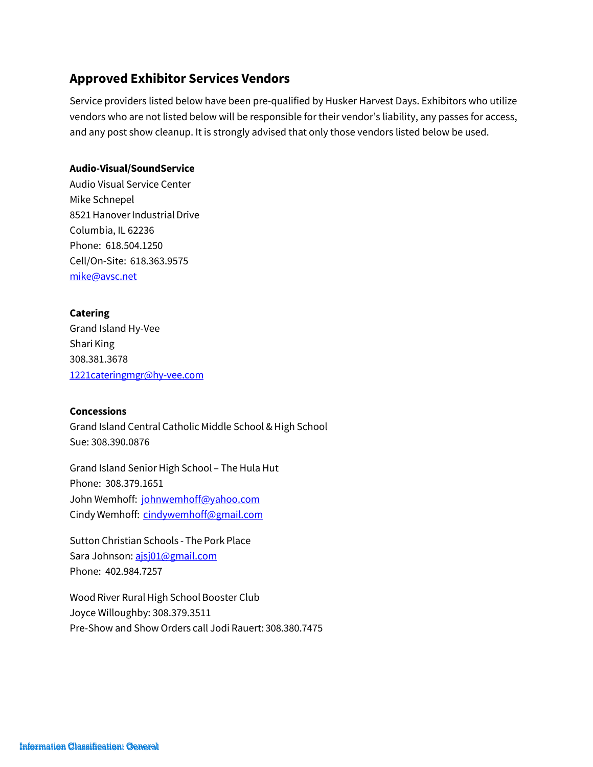## Approved Exhibitor Services Vendors

Service providers listed below have been pre-qualified by Husker Harvest Days. Exhibitors who utilize vendors who are not listed below will be responsible for their vendor's liability, any passes for access, and any post show cleanup. It is strongly advised that only those vendors listed below be used.

**Audio-Visual/SoundService**

Audio Visual Service Center
Mike Schnepel
8521 Hanover Industrial Drive
Columbia, IL 62236
Phone: 618.504.1250
Cell/On-Site: 618.363.9575
mike@avsc.net

**Catering**

Grand Island Hy-Vee
Shari King
308.381.3678
1221cateringmgr@hy-vee.com

**Concessions**

Grand Island Central Catholic Middle School & High School
Sue: 308.390.0876

Grand Island Senior High School – The Hula Hut
Phone: 308.379.1651
John Wemhoff: johnwemhoff@yahoo.com
Cindy Wemhoff: cindywemhoff@gmail.com

Sutton Christian Schools - The Pork Place
Sara Johnson: ajsj01@gmail.com
Phone: 402.984.7257

Wood River Rural High School Booster Club
Joyce Willoughby: 308.379.3511
Pre-Show and Show Orders call Jodi Rauert: 308.380.7475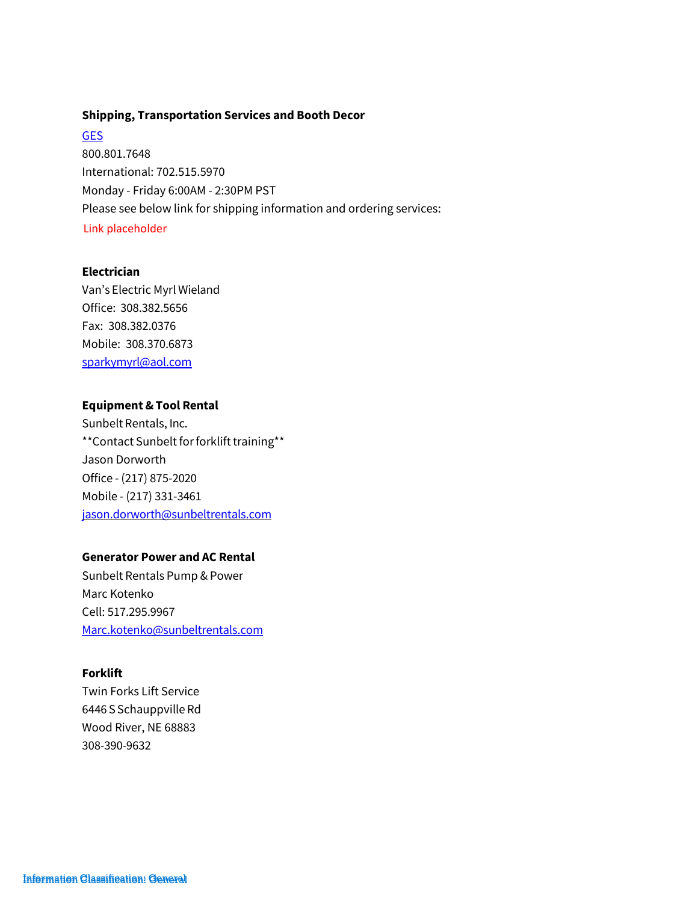**Shipping, Transportation Services and Booth Decor**

GES
800.801.7648
International: 702.515.5970
Monday - Friday 6:00AM - 2:30PM PST
Please see below link for shipping information and ordering services:
Link placeholder

**Electrician**

Van's Electric Myrl Wieland
Office: 308.382.5656
Fax: 308.382.0376
Mobile: 308.370.6873
sparkymyrl@aol.com

**Equipment & Tool Rental**

Sunbelt Rentals, Inc.
**Contact Sunbelt for forklift training**
Jason Dorworth
Office - (217) 875-2020
Mobile - (217) 331-3461
jason.dorworth@sunbeltrentals.com

**Generator Power and AC Rental**

Sunbelt Rentals Pump & Power
Marc Kotenko
Cell: 517.295.9967
Marc.kotenko@sunbeltrentals.com

**Forklift**

Twin Forks Lift Service
6446 S Schauppville Rd
Wood River, NE 68883
308-390-9632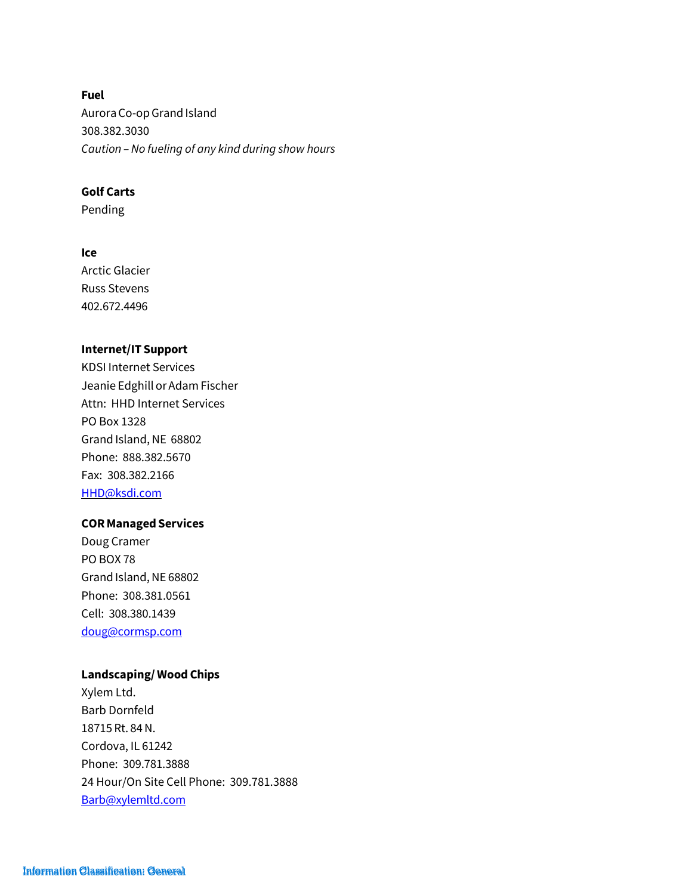**Fuel**

Aurora Co-op Grand Island
308.382.3030
*Caution – No fueling of any kind during show hours*

**Golf Carts**

Pending

**Ice**

Arctic Glacier
Russ Stevens
402.672.4496

**Internet/IT Support**

KDSI Internet Services
Jeanie Edghill or Adam Fischer
Attn: HHD Internet Services
PO Box 1328
Grand Island, NE 68802
Phone: 888.382.5670
Fax: 308.382.2166
HHD@ksdi.com

**COR Managed Services**

Doug Cramer
PO BOX 78
Grand Island, NE 68802
Phone: 308.381.0561
Cell: 308.380.1439
doug@cormsp.com

**Landscaping/ Wood Chips**

Xylem Ltd.
Barb Dornfeld
18715 Rt. 84 N.
Cordova, IL 61242
Phone: 309.781.3888
24 Hour/On Site Cell Phone: 309.781.3888
Barb@xylemltd.com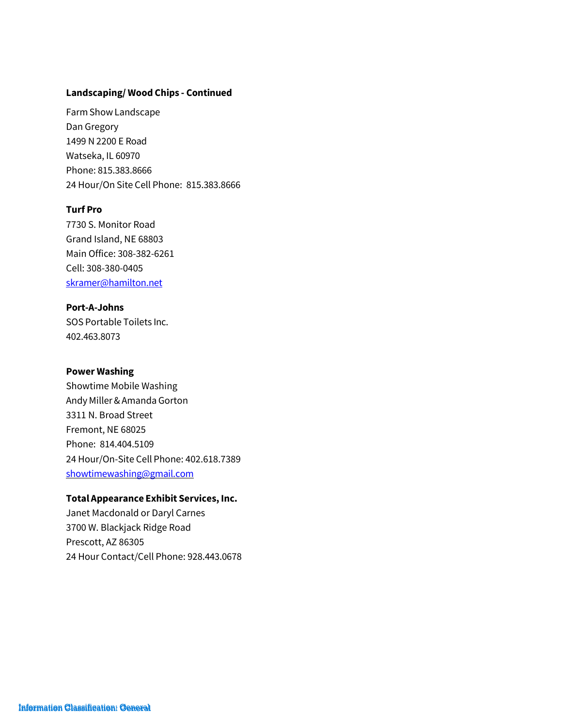**Landscaping/ Wood Chips - Continued**

Farm Show Landscape  
Dan Gregory  
1499 N 2200 E Road  
Watseka, IL 60970  
Phone: 815.383.8666  
24 Hour/On Site Cell Phone: 815.383.8666

**Turf Pro**  
7730 S. Monitor Road  
Grand Island, NE 68803  
Main Office: 308-382-6261  
Cell: 308-380-0405  
skramer@hamilton.net

**Port-A-Johns**  
SOS Portable Toilets Inc.  
402.463.8073

**Power Washing**  
Showtime Mobile Washing  
Andy Miller & Amanda Gorton  
3311 N. Broad Street  
Fremont, NE 68025  
Phone: 814.404.5109  
24 Hour/On-Site Cell Phone: 402.618.7389  
showtimewashing@gmail.com

**Total Appearance Exhibit Services, Inc.**  
Janet Macdonald or Daryl Carnes  
3700 W. Blackjack Ridge Road  
Prescott, AZ 86305  
24 Hour Contact/Cell Phone: 928.443.0678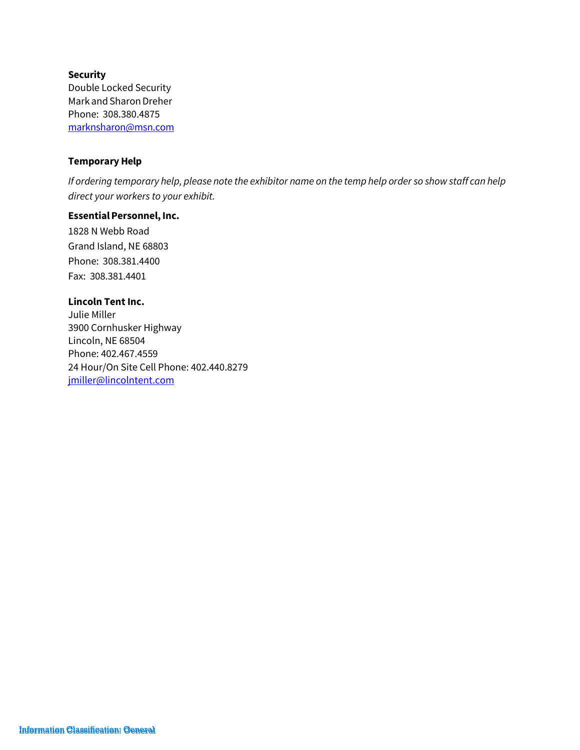**Security**
Double Locked Security
Mark and Sharon Dreher
Phone: 308.380.4875
marknsharon@msn.com

**Temporary Help**

*If ordering temporary help, please note the exhibitor name on the temp help order so show staff can help direct your workers to your exhibit.*

**Essential Personnel, Inc.**
1828 N Webb Road
Grand Island, NE 68803
Phone: 308.381.4400
Fax: 308.381.4401

**Lincoln Tent Inc.**
Julie Miller
3900 Cornhusker Highway
Lincoln, NE 68504
Phone: 402.467.4559
24 Hour/On Site Cell Phone: 402.440.8279
jmiller@lincolntent.com